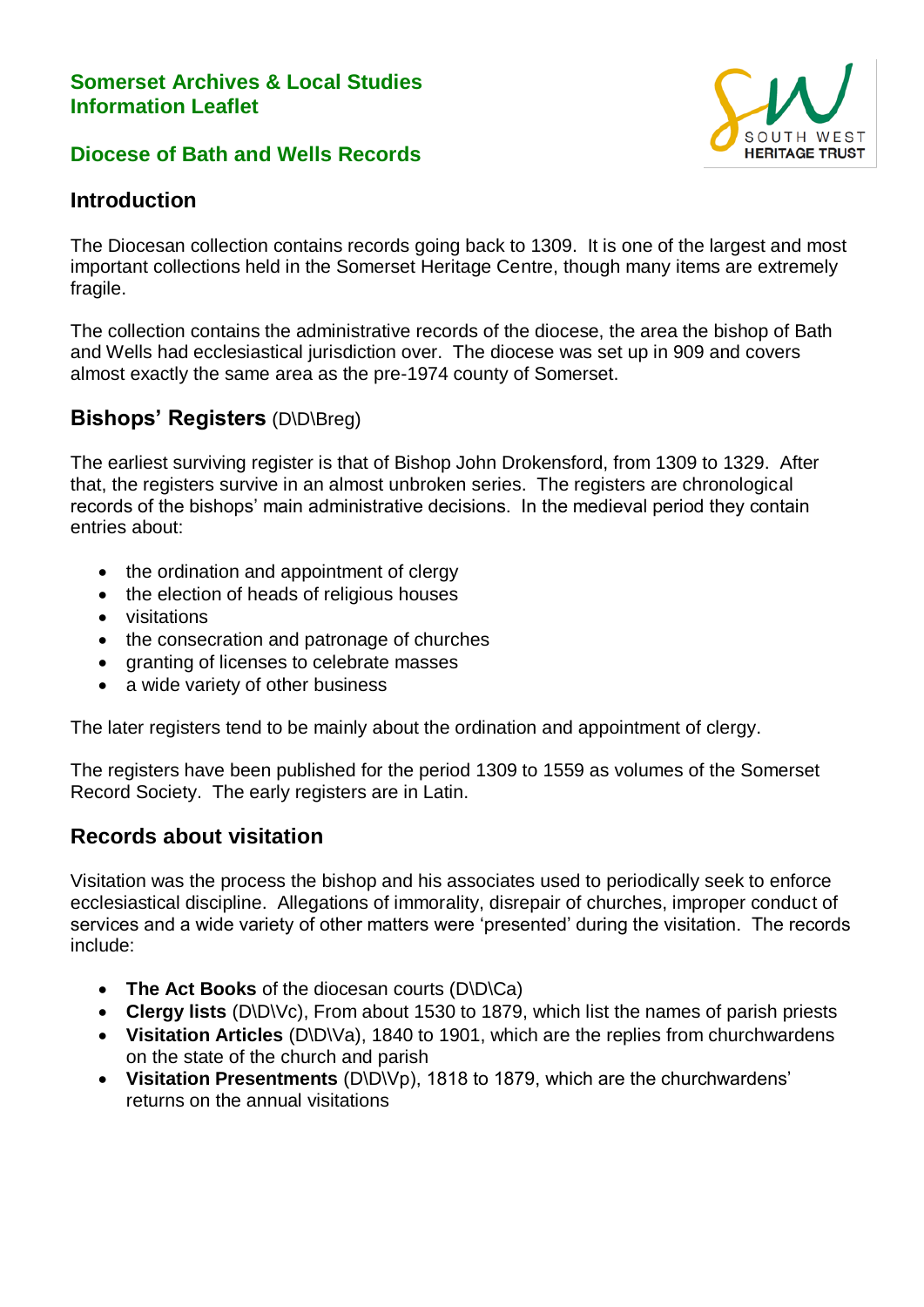# Somerset Archives & Local Studies Information Leaflet

## Diocese of Bath and Wells Records

## Introduction

The Diocesan collection contains records going back to 1309. It is one of the largest and most important collections held in the Somerset Heritage Centre, though many items are extremely fragile.

The collection contains the administrative records of the diocese, the area the bishop of Bath and Wells had ecclesiastical jurisdiction over. The diocese was set up in 909 and covers almost exactly the same area as the pre-1974 county of Somerset.

## Bishops' Registers (D\D\Breg)

The earliest surviving register is that of Bishop John Drokensford, from 1309 to 1329. After that, the registers survive in an almost unbroken series. The registers are chronological records of the bishops' main administrative decisions. In the medieval period they contain entries about:

- the ordination and appointment of clergy
- the election of heads of religious houses
- visitations
- the consecration and patronage of churches
- granting of licenses to celebrate masses
- a wide variety of other business

The later registers tend to be mainly about the ordination and appointment of clergy.

The registers have been published for the period 1309 to 1559 as volumes of the Somerset Record Society. The early registers are in Latin.

## Records about visitation

Visitation was the process the bishop and his associates used to periodically seek to enforce ecclesiastical discipline. Allegations of immorality, disrepair of churches, improper conduct of services and a wide variety of other matters were 'presented' during the visitation. The records include:

- **The Act Books** of the diocesan courts (D\D\Ca)
- **Clergy lists** (D\D\Vc), From about 1530 to 1879, which list the names of parish priests
- **Visitation Articles** (D\D\Va), 1840 to 1901, which are the replies from churchwardens on the state of the church and parish
- **Visitation Presentments** (D\D\Vp), 1818 to 1879, which are the churchwardens' returns on the annual visitations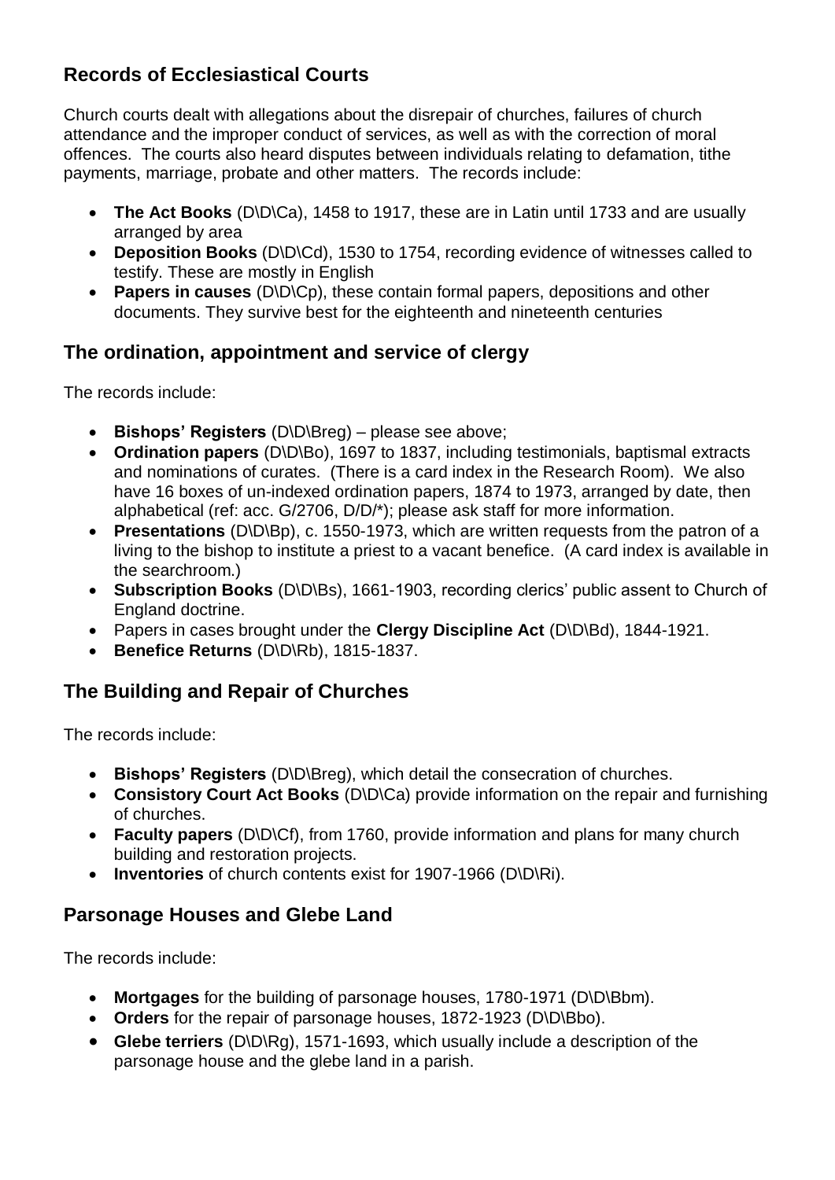## Records of Ecclesiastical Courts

Church courts dealt with allegations about the disrepair of churches, failures of church attendance and the improper conduct of services, as well as with the correction of moral offences. The courts also heard disputes between individuals relating to defamation, tithe payments, marriage, probate and other matters. The records include:

- **The Act Books** (D\D\Ca), 1458 to 1917, these are in Latin until 1733 and are usually arranged by area
- **Deposition Books** (D\D\Cd), 1530 to 1754, recording evidence of witnesses called to testify. These are mostly in English
- **Papers in causes** (D\D\Cp), these contain formal papers, depositions and other documents. They survive best for the eighteenth and nineteenth centuries

## The ordination, appointment and service of clergy

The records include:

- **Bishops' Registers** (D\D\Breg) – please see above;
- **Ordination papers** (D\D\Bo), 1697 to 1837, including testimonials, baptismal extracts and nominations of curates. (There is a card index in the Research Room). We also have 16 boxes of un-indexed ordination papers, 1874 to 1973, arranged by date, then alphabetical (ref: acc. G/2706, D/D/*); please ask staff for more information.
- **Presentations** (D\D\Bp), c. 1550-1973, which are written requests from the patron of a living to the bishop to institute a priest to a vacant benefice. (A card index is available in the searchroom.)
- **Subscription Books** (D\D\Bs), 1661-1903, recording clerics' public assent to Church of England doctrine.
- Papers in cases brought under the **Clergy Discipline Act** (D\D\Bd), 1844-1921.
- **Benefice Returns** (D\D\Rb), 1815-1837.

## The Building and Repair of Churches

The records include:

- **Bishops' Registers** (D\D\Breg), which detail the consecration of churches.
- **Consistory Court Act Books** (D\D\Ca) provide information on the repair and furnishing of churches.
- **Faculty papers** (D\D\Cf), from 1760, provide information and plans for many church building and restoration projects.
- **Inventories** of church contents exist for 1907-1966 (D\D\Ri).

## Parsonage Houses and Glebe Land

The records include:

- **Mortgages** for the building of parsonage houses, 1780-1971 (D\D\Bbm).
- **Orders** for the repair of parsonage houses, 1872-1923 (D\D\Bbo).
- **Glebe terriers** (D\D\Rg), 1571-1693, which usually include a description of the parsonage house and the glebe land in a parish.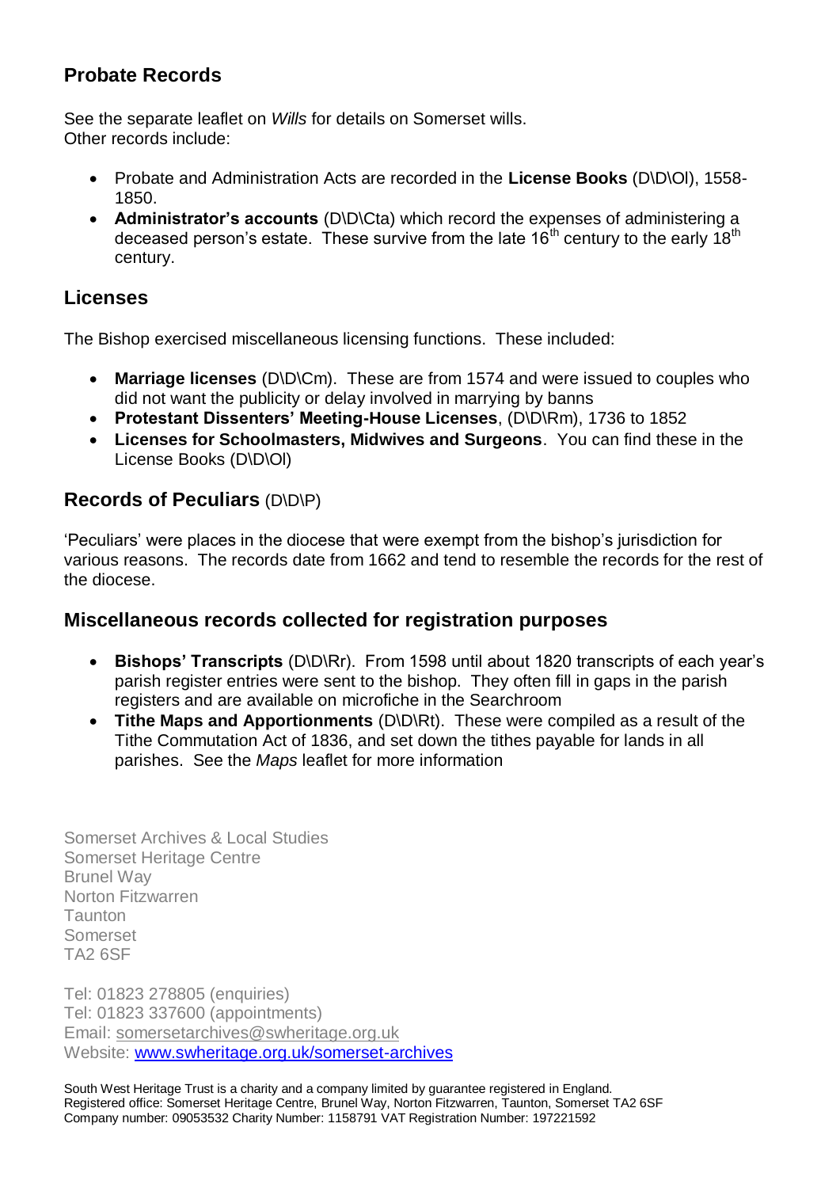## Probate Records

See the separate leaflet on *Wills* for details on Somerset wills.
Other records include:

- Probate and Administration Acts are recorded in the **License Books** (D\D\Ol), 1558-1850.
- **Administrator's accounts** (D\D\Cta) which record the expenses of administering a deceased person's estate. These survive from the late 16th century to the early 18th century.

## Licenses

The Bishop exercised miscellaneous licensing functions. These included:

- **Marriage licenses** (D\D\Cm). These are from 1574 and were issued to couples who did not want the publicity or delay involved in marrying by banns
- **Protestant Dissenters' Meeting-House Licenses**, (D\D\Rm), 1736 to 1852
- **Licenses for Schoolmasters, Midwives and Surgeons**. You can find these in the License Books (D\D\Ol)

## Records of Peculiars (D\D\P)

'Peculiars' were places in the diocese that were exempt from the bishop's jurisdiction for various reasons. The records date from 1662 and tend to resemble the records for the rest of the diocese.

## Miscellaneous records collected for registration purposes

- **Bishops' Transcripts** (D\D\Rr). From 1598 until about 1820 transcripts of each year's parish register entries were sent to the bishop. They often fill in gaps in the parish registers and are available on microfiche in the Searchroom
- **Tithe Maps and Apportionments** (D\D\Rt). These were compiled as a result of the Tithe Commutation Act of 1836, and set down the tithes payable for lands in all parishes. See the *Maps* leaflet for more information

Somerset Archives & Local Studies
Somerset Heritage Centre
Brunel Way
Norton Fitzwarren
Taunton
Somerset
TA2 6SF

Tel: 01823 278805 (enquiries)
Tel: 01823 337600 (appointments)
Email: somersetarchives@swheritage.org.uk
Website: www.swheritage.org.uk/somerset-archives

South West Heritage Trust is a charity and a company limited by guarantee registered in England.
Registered office: Somerset Heritage Centre, Brunel Way, Norton Fitzwarren, Taunton, Somerset TA2 6SF
Company number: 09053532 Charity Number: 1158791 VAT Registration Number: 197221592